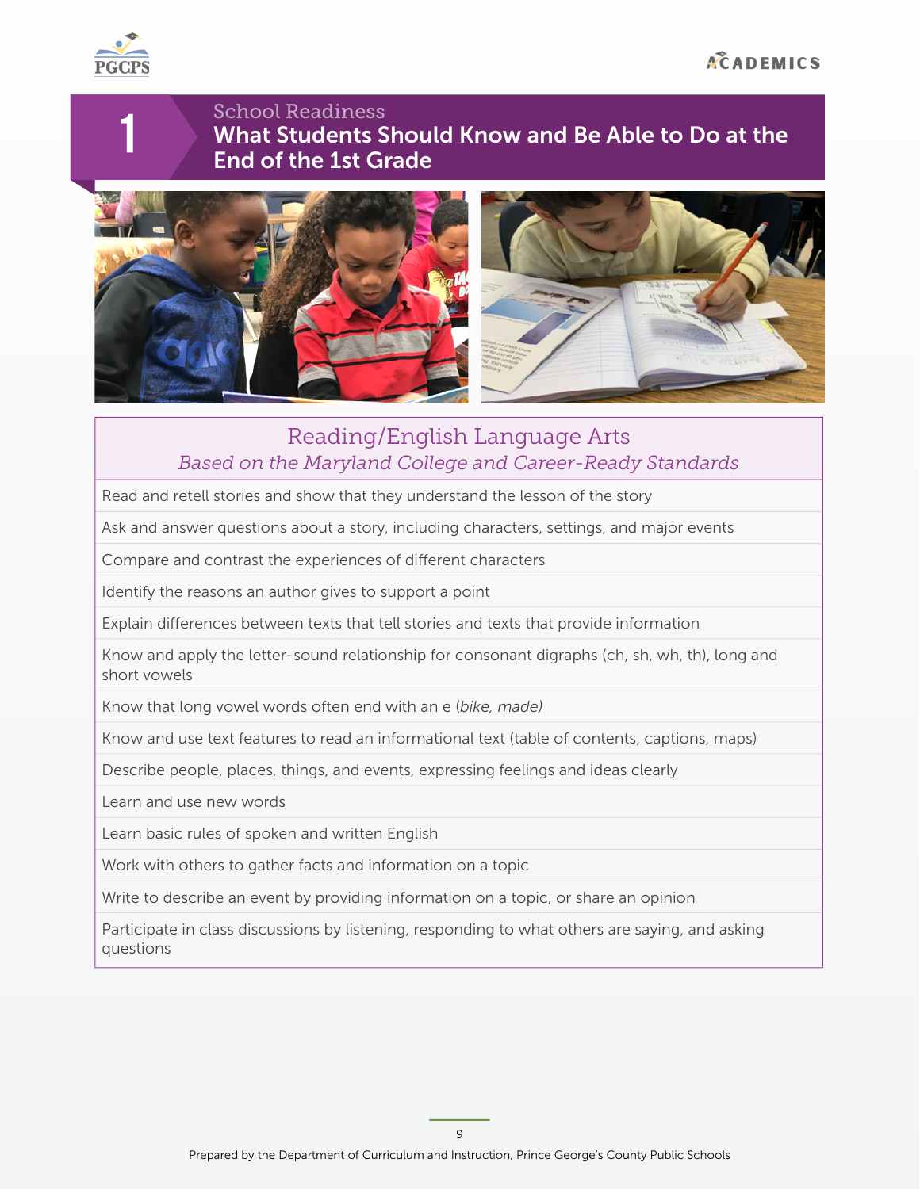# 1

## School Readiness

# What Students Should Know and Be Able to Do at the End of the 1st Grade

| Reading/English Language Arts<br>*Based on the Maryland College and Career-Ready Standards* |
| --- |
| Read and retell stories and show that they understand the lesson of the story |
| Ask and answer questions about a story, including characters, settings, and major events |
| Compare and contrast the experiences of different characters |
| Identify the reasons an author gives to support a point |
| Explain differences between texts that tell stories and texts that provide information |
| Know and apply the letter-sound relationship for consonant digraphs (ch, sh, wh, th), long and short vowels |
| Know that long vowel words often end with an e (*bike, made)* |
| Know and use text features to read an informational text (table of contents, captions, maps) |
| Describe people, places, things, and events, expressing feelings and ideas clearly |
| Learn and use new words |
| Learn basic rules of spoken and written English |
| Work with others to gather facts and information on a topic |
| Write to describe an event by providing information on a topic, or share an opinion |
| Participate in class discussions by listening, responding to what others are saying, and asking questions |

Prepared by the Department of Curriculum and Instruction, Prince George's County Public Schools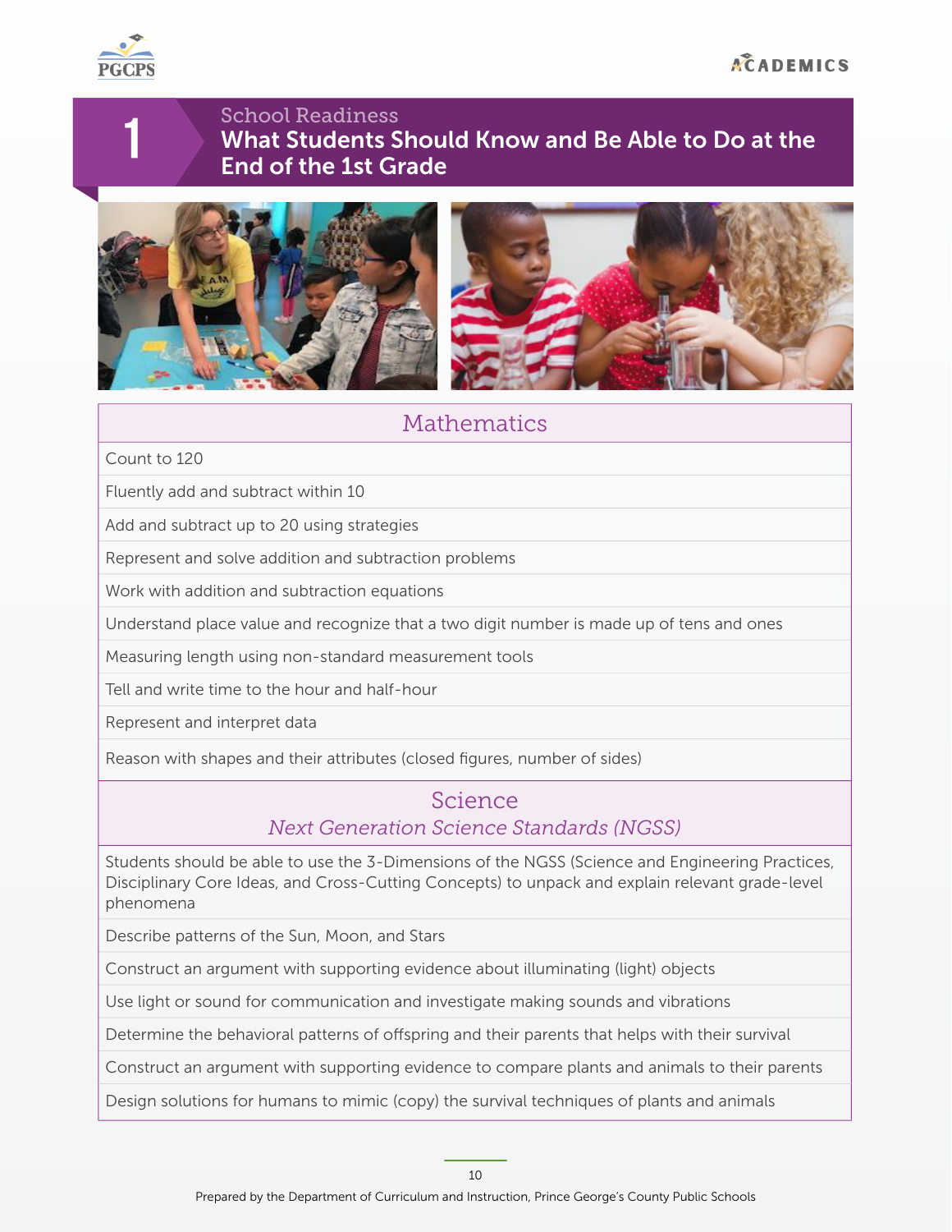# 1

## School Readiness

## What Students Should Know and Be Able to Do at the End of the 1st Grade

| Mathematics |
|---|
| Count to 120 |
| Fluently add and subtract within 10 |
| Add and subtract up to 20 using strategies |
| Represent and solve addition and subtraction problems |
| Work with addition and subtraction equations |
| Understand place value and recognize that a two digit number is made up of tens and ones |
| Measuring length using non-standard measurement tools |
| Tell and write time to the hour and half-hour |
| Represent and interpret data |
| Reason with shapes and their attributes (closed figures, number of sides) |

| Science<br>*Next Generation Science Standards (NGSS)* |
|---|
| Students should be able to use the 3-Dimensions of the NGSS (Science and Engineering Practices, Disciplinary Core Ideas, and Cross-Cutting Concepts) to unpack and explain relevant grade-level phenomena |
| Describe patterns of the Sun, Moon, and Stars |
| Construct an argument with supporting evidence about illuminating (light) objects |
| Use light or sound for communication and investigate making sounds and vibrations |
| Determine the behavioral patterns of offspring and their parents that helps with their survival |
| Construct an argument with supporting evidence to compare plants and animals to their parents |
| Design solutions for humans to mimic (copy) the survival techniques of plants and animals |

Prepared by the Department of Curriculum and Instruction, Prince George's County Public Schools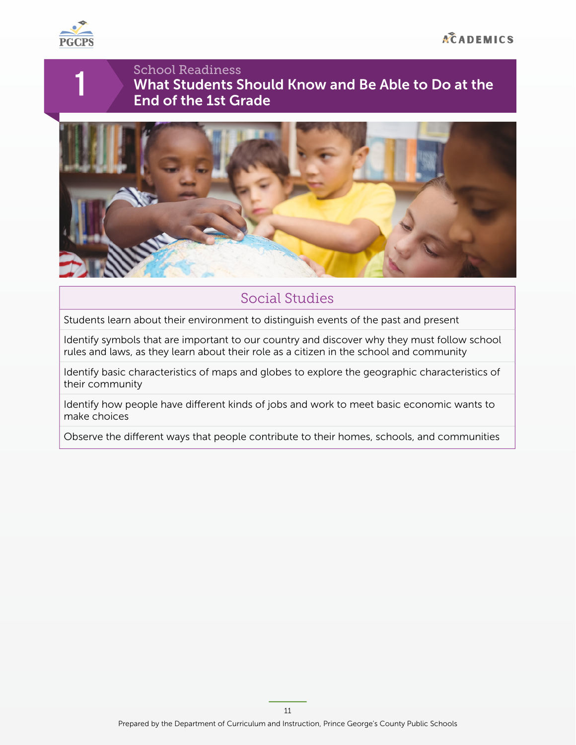# 1

School Readiness

## What Students Should Know and Be Able to Do at the End of the 1st Grade

### Social Studies

| Social Studies |
|---|
| Students learn about their environment to distinguish events of the past and present |
| Identify symbols that are important to our country and discover why they must follow school rules and laws, as they learn about their role as a citizen in the school and community |
| Identify basic characteristics of maps and globes to explore the geographic characteristics of their community |
| Identify how people have different kinds of jobs and work to meet basic economic wants to make choices |
| Observe the different ways that people contribute to their homes, schools, and communities |

Prepared by the Department of Curriculum and Instruction, Prince George's County Public Schools